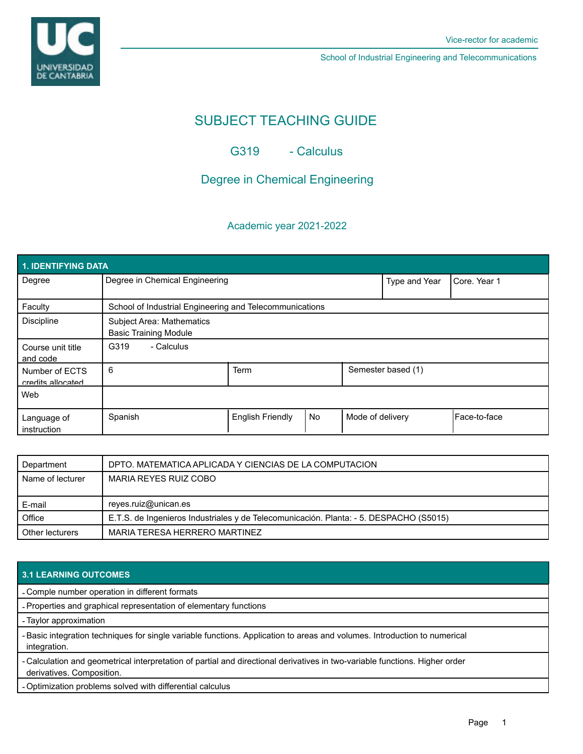Vice-rector for academic

School of Industrial Engineering and Telecommunications

# SUBJECT TEACHING GUIDE

## G319 - Calculus

## Degree in Chemical Engineering

### Academic year 2021-2022

| 1. IDENTIFYING DATA | | | | | |
|---|---|---|---|---|---|
| Degree | Degree in Chemical Engineering | | | Type and Year | Core. Year 1 |
| Faculty | School of Industrial Engineering and Telecommunications | | | | |
| Discipline | Subject Area: Mathematics<br>Basic Training Module | | | | |
| Course unit title and code | G319 - Calculus | | | | |
| Number of ECTS credits allocated | 6 | Term | | Semester based (1) | |
| Web | | | | | |
| Language of instruction | Spanish | English Friendly | No | Mode of delivery | Face-to-face |

| | |
|---|---|
| Department | DPTO. MATEMATICA APLICADA Y CIENCIAS DE LA COMPUTACION |
| Name of lecturer | MARIA REYES RUIZ COBO |
| E-mail | reyes.ruiz@unican.es |
| Office | E.T.S. de Ingenieros Industriales y de Telecomunicación. Planta: - 5. DESPACHO (S5015) |
| Other lecturers | MARIA TERESA HERRERO MARTINEZ |

| 3.1 LEARNING OUTCOMES |
|---|
| - Comple number operation in different formats |
| - Properties and graphical representation of elementary functions |
| - Taylor approximation |
| - Basic integration techniques for single variable functions. Application to areas and volumes. Introduction to numerical integration. |
| - Calculation and geometrical interpretation of partial and directional derivatives in two-variable functions. Higher order derivatives. Composition. |
| - Optimization problems solved with differential calculus |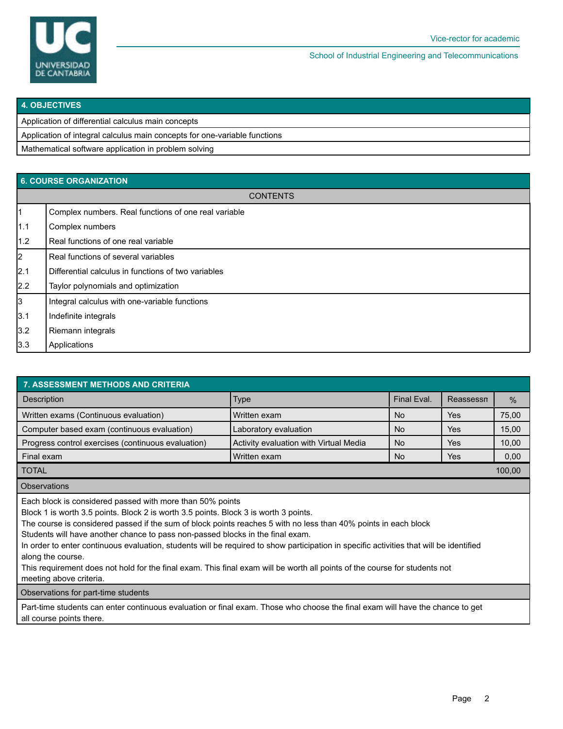## 4. OBJECTIVES

| |
|---|
| Application of differential calculus main concepts |
| Application of integral calculus main concepts for one-variable functions |
| Mathematical software application in problem solving |

## 6. COURSE ORGANIZATION

| CONTENTS | |
|---|---|
| 1 | Complex numbers. Real functions of one real variable |
| 1.1 | Complex numbers |
| 1.2 | Real functions of one real variable |
| 2 | Real functions of several variables |
| 2.1 | Differential calculus in functions of two variables |
| 2.2 | Taylor polynomials and optimization |
| 3 | Integral calculus with one-variable functions |
| 3.1 | Indefinite integrals |
| 3.2 | Riemann integrals |
| 3.3 | Applications |

## 7. ASSESSMENT METHODS AND CRITERIA

| Description | Type | Final Eval. | Reassessn | % |
|---|---|---|---|---|
| Written exams (Continuous evaluation) | Written exam | No | Yes | 75,00 |
| Computer based exam (continuous evaluation) | Laboratory evaluation | No | Yes | 15,00 |
| Progress control exercises (continuous evaluation) | Activity evaluation with Virtual Media | No | Yes | 10,00 |
| Final exam | Written exam | No | Yes | 0,00 |
| TOTAL | | | | 100,00 |

**Observations**

Each block is considered passed with more than 50% points
Block 1 is worth 3.5 points. Block 2 is worth 3.5 points. Block 3 is worth 3 points.
The course is considered passed if the sum of block points reaches 5 with no less than 40% points in each block
Students will have another chance to pass non-passed blocks in the final exam.
In order to enter continuous evaluation, students will be required to show participation in specific activities that will be identified along the course.
This requirement does not hold for the final exam. This final exam will be worth all points of the course for students not meeting above criteria.

**Observations for part-time students**

Part-time students can enter continuous evaluation or final exam. Those who choose the final exam will have the chance to get all course points there.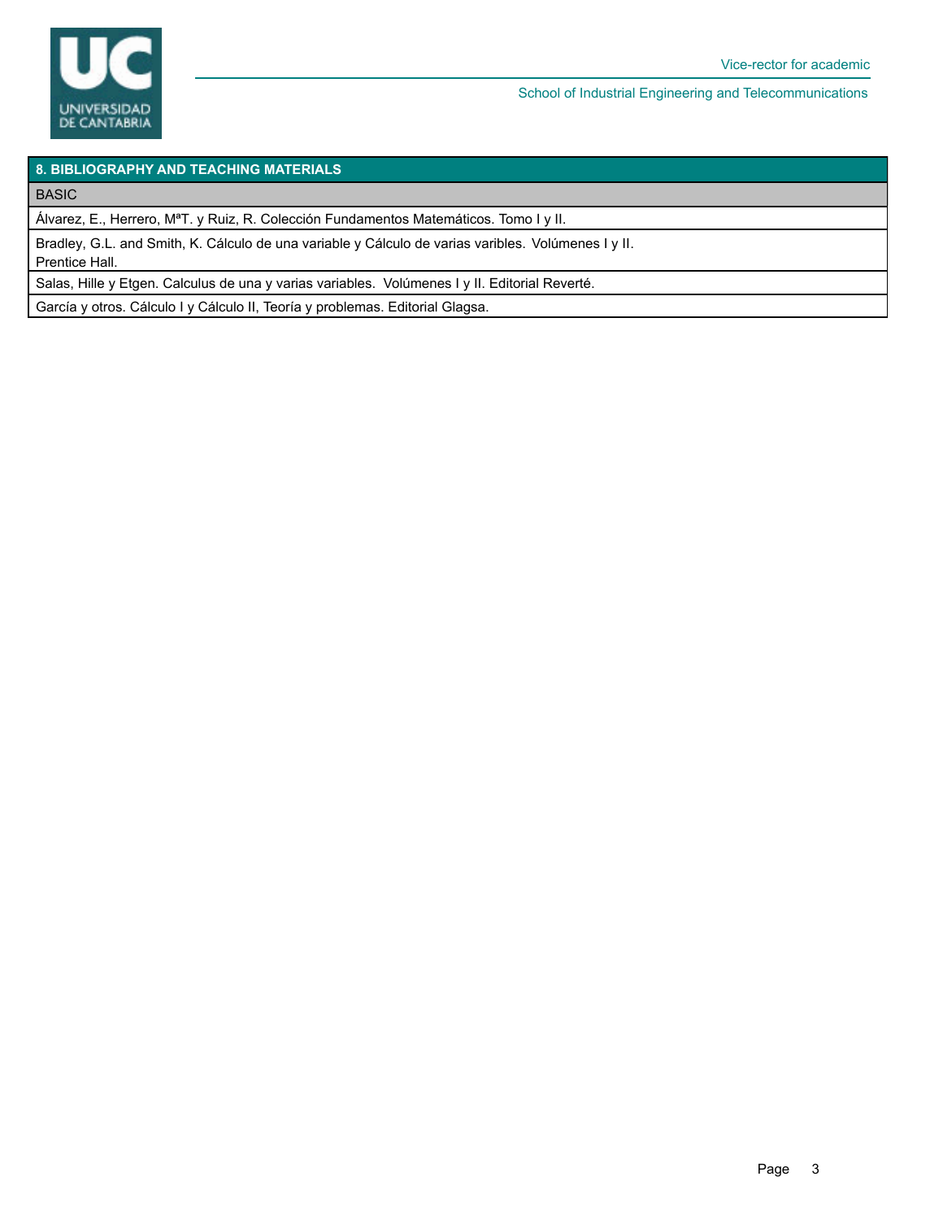## 8. BIBLIOGRAPHY AND TEACHING MATERIALS

### BASIC

Álvarez, E., Herrero, MªT. y Ruiz, R. Colección Fundamentos Matemáticos. Tomo I y II.

Bradley, G.L. and Smith, K. Cálculo de una variable y Cálculo de varias varibles. Volúmenes I y II. Prentice Hall.

Salas, Hille y Etgen. Calculus de una y varias variables. Volúmenes I y II. Editorial Reverté.

García y otros. Cálculo I y Cálculo II, Teoría y problemas. Editorial Glagsa.